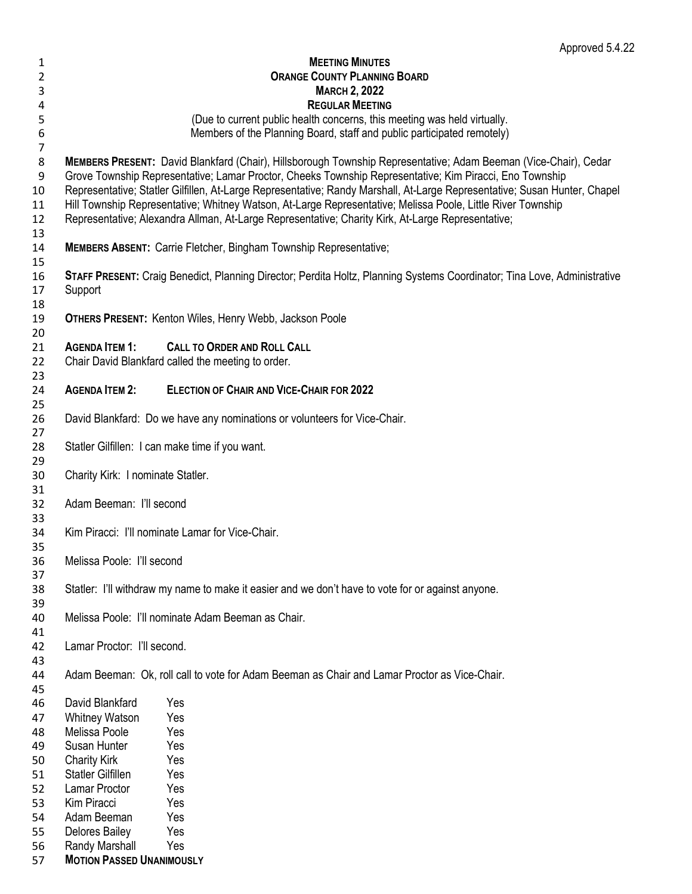Approved 5.4.22

**MEETING MINUTES**
**ORANGE COUNTY PLANNING BOARD**
**MARCH 2, 2022**
**REGULAR MEETING**

(Due to current public health concerns, this meeting was held virtually. Members of the Planning Board, staff and public participated remotely)

**MEMBERS PRESENT:** David Blankfard (Chair), Hillsborough Township Representative; Adam Beeman (Vice-Chair), Cedar Grove Township Representative; Lamar Proctor, Cheeks Township Representative; Kim Piracci, Eno Township Representative; Statler Gilfillen, At-Large Representative; Randy Marshall, At-Large Representative; Susan Hunter, Chapel Hill Township Representative; Whitney Watson, At-Large Representative; Melissa Poole, Little River Township Representative; Alexandra Allman, At-Large Representative; Charity Kirk, At-Large Representative;

**MEMBERS ABSENT:** Carrie Fletcher, Bingham Township Representative;

**STAFF PRESENT:** Craig Benedict, Planning Director; Perdita Holtz, Planning Systems Coordinator; Tina Love, Administrative Support

**OTHERS PRESENT:** Kenton Wiles, Henry Webb, Jackson Poole

**AGENDA ITEM 1: CALL TO ORDER AND ROLL CALL**
Chair David Blankfard called the meeting to order.

**AGENDA ITEM 2: ELECTION OF CHAIR AND VICE-CHAIR FOR 2022**

David Blankfard: Do we have any nominations or volunteers for Vice-Chair.

Statler Gilfillen: I can make time if you want.

Charity Kirk: I nominate Statler.

Adam Beeman: I'll second

Kim Piracci: I'll nominate Lamar for Vice-Chair.

Melissa Poole: I'll second

Statler: I'll withdraw my name to make it easier and we don't have to vote for or against anyone.

Melissa Poole: I'll nominate Adam Beeman as Chair.

Lamar Proctor: I'll second.

Adam Beeman: Ok, roll call to vote for Adam Beeman as Chair and Lamar Proctor as Vice-Chair.

David Blankfard Yes
Whitney Watson Yes
Melissa Poole Yes
Susan Hunter Yes
Charity Kirk Yes
Statler Gilfillen Yes
Lamar Proctor Yes
Kim Piracci Yes
Adam Beeman Yes
Delores Bailey Yes
Randy Marshall Yes

**MOTION PASSED UNANIMOUSLY**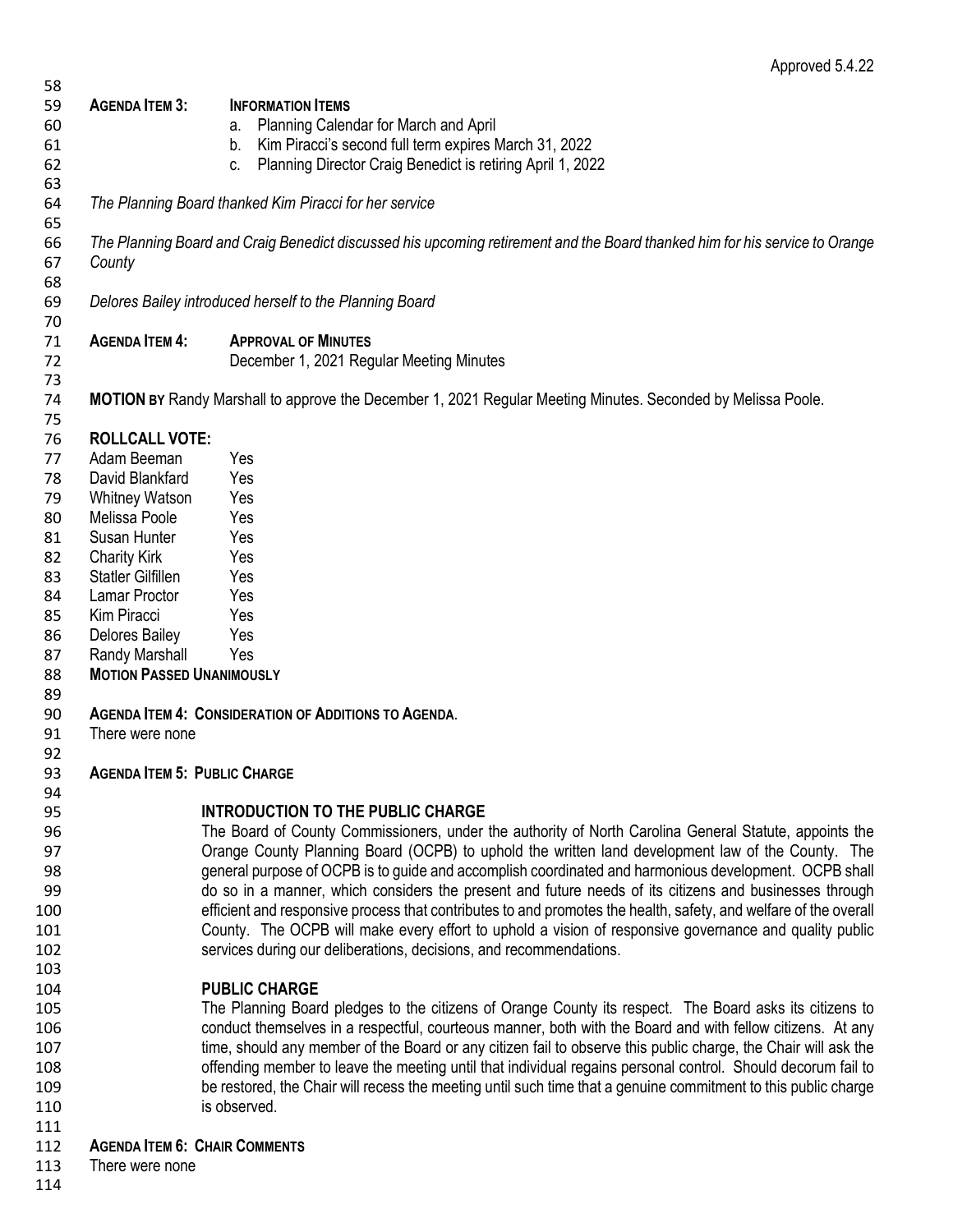Approved 5.4.22

**AGENDA ITEM 3: INFORMATION ITEMS**

a. Planning Calendar for March and April
b. Kim Piracci's second full term expires March 31, 2022
c. Planning Director Craig Benedict is retiring April 1, 2022

*The Planning Board thanked Kim Piracci for her service*

*The Planning Board and Craig Benedict discussed his upcoming retirement and the Board thanked him for his service to Orange County*

*Delores Bailey introduced herself to the Planning Board*

**AGENDA ITEM 4: APPROVAL OF MINUTES**

December 1, 2021 Regular Meeting Minutes

**MOTION BY** Randy Marshall to approve the December 1, 2021 Regular Meeting Minutes. Seconded by Melissa Poole.

**ROLLCALL VOTE:**

| | |
|---|---|
| Adam Beeman | Yes |
| David Blankfard | Yes |
| Whitney Watson | Yes |
| Melissa Poole | Yes |
| Susan Hunter | Yes |
| Charity Kirk | Yes |
| Statler Gilfillen | Yes |
| Lamar Proctor | Yes |
| Kim Piracci | Yes |
| Delores Bailey | Yes |
| Randy Marshall | Yes |

**MOTION PASSED UNANIMOUSLY**

**AGENDA ITEM 4: CONSIDERATION OF ADDITIONS TO AGENDA**.

There were none

**AGENDA ITEM 5: PUBLIC CHARGE**

**INTRODUCTION TO THE PUBLIC CHARGE**

The Board of County Commissioners, under the authority of North Carolina General Statute, appoints the Orange County Planning Board (OCPB) to uphold the written land development law of the County. The general purpose of OCPB is to guide and accomplish coordinated and harmonious development. OCPB shall do so in a manner, which considers the present and future needs of its citizens and businesses through efficient and responsive process that contributes to and promotes the health, safety, and welfare of the overall County. The OCPB will make every effort to uphold a vision of responsive governance and quality public services during our deliberations, decisions, and recommendations.

**PUBLIC CHARGE**

The Planning Board pledges to the citizens of Orange County its respect. The Board asks its citizens to conduct themselves in a respectful, courteous manner, both with the Board and with fellow citizens. At any time, should any member of the Board or any citizen fail to observe this public charge, the Chair will ask the offending member to leave the meeting until that individual regains personal control. Should decorum fail to be restored, the Chair will recess the meeting until such time that a genuine commitment to this public charge is observed.

**AGENDA ITEM 6: CHAIR COMMENTS**

There were none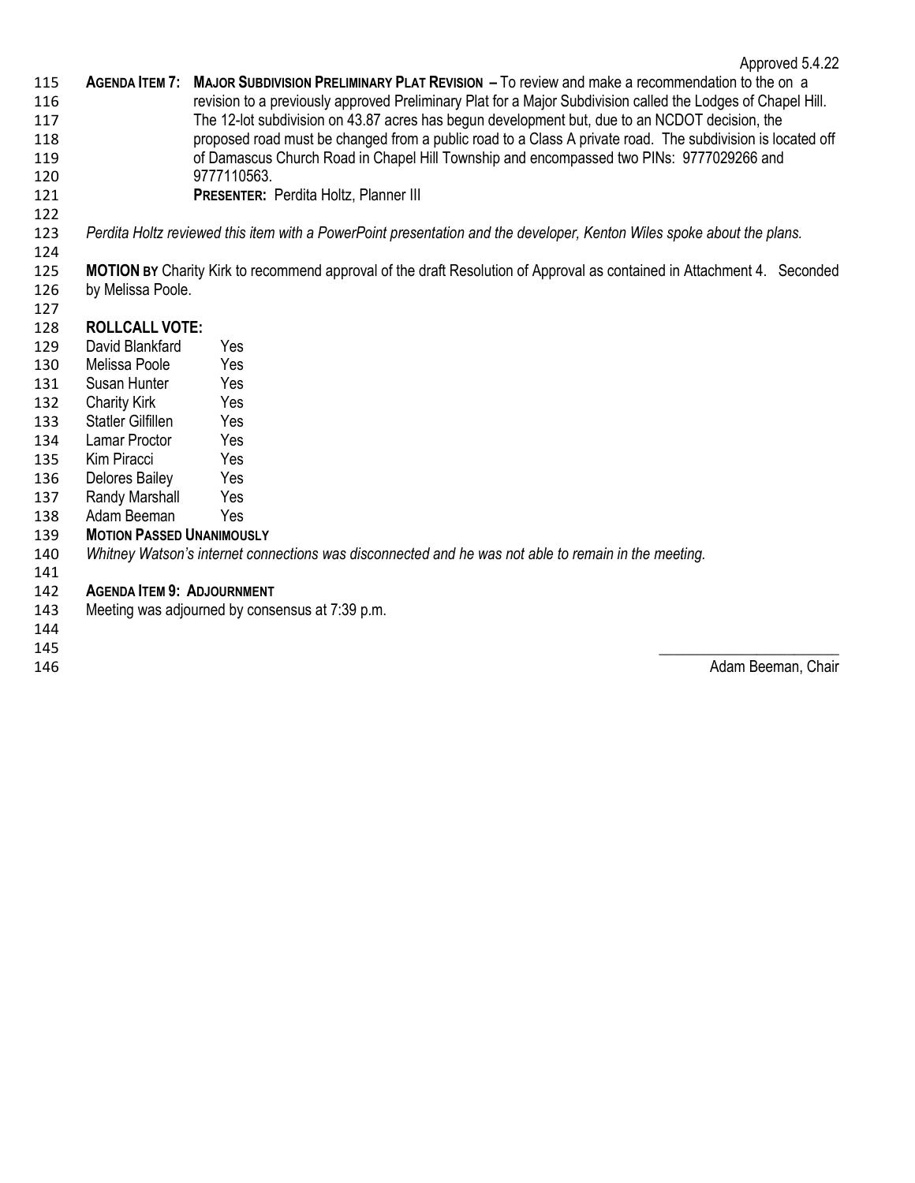Approved 5.4.22

**AGENDA ITEM 7: MAJOR SUBDIVISION PRELIMINARY PLAT REVISION –** To review and make a recommendation to the on a revision to a previously approved Preliminary Plat for a Major Subdivision called the Lodges of Chapel Hill. The 12-lot subdivision on 43.87 acres has begun development but, due to an NCDOT decision, the proposed road must be changed from a public road to a Class A private road. The subdivision is located off of Damascus Church Road in Chapel Hill Township and encompassed two PINs: 9777029266 and 9777110563.

**PRESENTER:** Perdita Holtz, Planner III

*Perdita Holtz reviewed this item with a PowerPoint presentation and the developer, Kenton Wiles spoke about the plans.*

**MOTION BY** Charity Kirk to recommend approval of the draft Resolution of Approval as contained in Attachment 4. Seconded by Melissa Poole.

**ROLLCALL VOTE:**

| | |
|---|---|
| David Blankfard | Yes |
| Melissa Poole | Yes |
| Susan Hunter | Yes |
| Charity Kirk | Yes |
| Statler Gilfillen | Yes |
| Lamar Proctor | Yes |
| Kim Piracci | Yes |
| Delores Bailey | Yes |
| Randy Marshall | Yes |
| Adam Beeman | Yes |

**MOTION PASSED UNANIMOUSLY**

*Whitney Watson's internet connections was disconnected and he was not able to remain in the meeting.*

**AGENDA ITEM 9: ADJOURNMENT**

Meeting was adjourned by consensus at 7:39 p.m.

\_\_\_\_\_\_\_\_\_\_\_\_\_\_\_\_\_\_\_\_\_\_\_\_

Adam Beeman, Chair